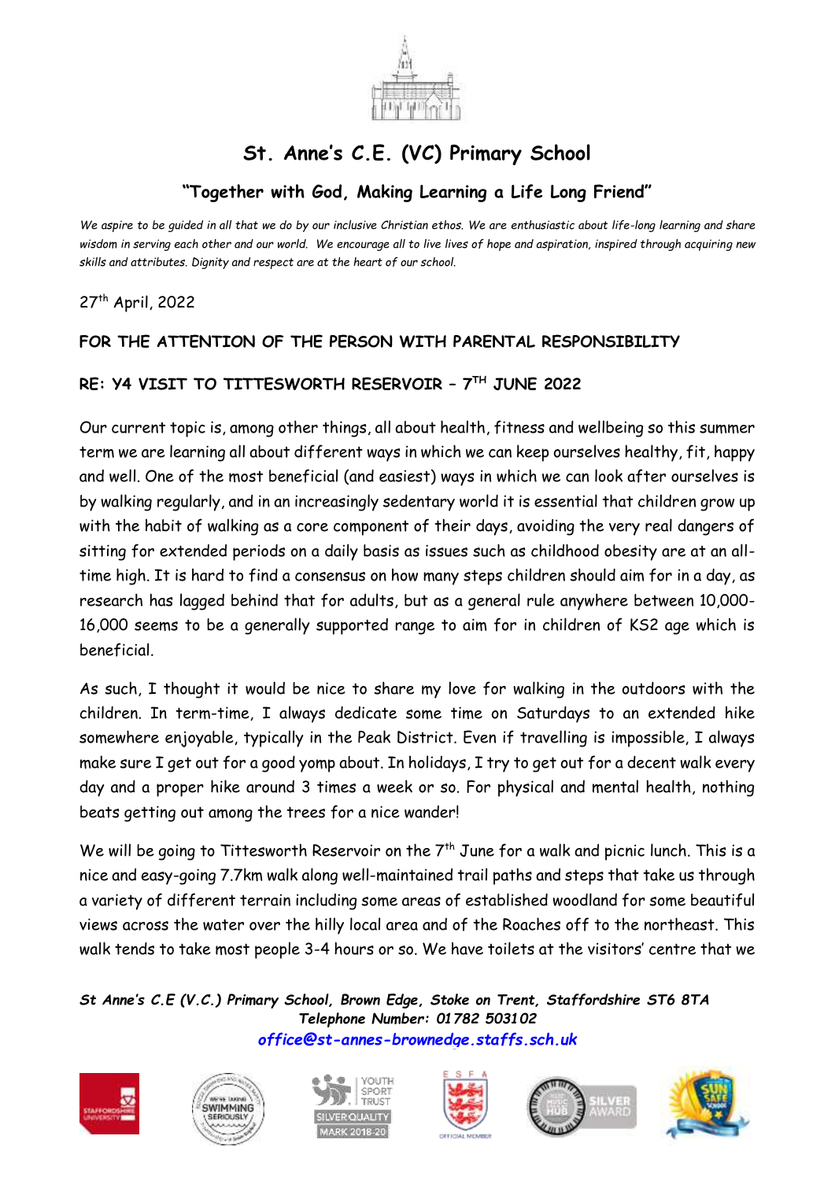# St. Anne's C.E. (VC) Primary School

## "Together with God, Making Learning a Life Long Friend"

*We aspire to be guided in all that we do by our inclusive Christian ethos. We are enthusiastic about life-long learning and share wisdom in serving each other and our world. We encourage all to live lives of hope and aspiration, inspired through acquiring new skills and attributes. Dignity and respect are at the heart of our school.*

27th April, 2022

**FOR THE ATTENTION OF THE PERSON WITH PARENTAL RESPONSIBILITY**

**RE: Y4 VISIT TO TITTESWORTH RESERVOIR – 7TH JUNE 2022**

Our current topic is, among other things, all about health, fitness and wellbeing so this summer term we are learning all about different ways in which we can keep ourselves healthy, fit, happy and well. One of the most beneficial (and easiest) ways in which we can look after ourselves is by walking regularly, and in an increasingly sedentary world it is essential that children grow up with the habit of walking as a core component of their days, avoiding the very real dangers of sitting for extended periods on a daily basis as issues such as childhood obesity are at an all-time high. It is hard to find a consensus on how many steps children should aim for in a day, as research has lagged behind that for adults, but as a general rule anywhere between 10,000-16,000 seems to be a generally supported range to aim for in children of KS2 age which is beneficial.

As such, I thought it would be nice to share my love for walking in the outdoors with the children. In term-time, I always dedicate some time on Saturdays to an extended hike somewhere enjoyable, typically in the Peak District. Even if travelling is impossible, I always make sure I get out for a good yomp about. In holidays, I try to get out for a decent walk every day and a proper hike around 3 times a week or so. For physical and mental health, nothing beats getting out among the trees for a nice wander!

We will be going to Tittesworth Reservoir on the 7th June for a walk and picnic lunch. This is a nice and easy-going 7.7km walk along well-maintained trail paths and steps that take us through a variety of different terrain including some areas of established woodland for some beautiful views across the water over the hilly local area and of the Roaches off to the northeast. This walk tends to take most people 3-4 hours or so. We have toilets at the visitors' centre that we

***St Anne's C.E (V.C.) Primary School, Brown Edge, Stoke on Trent, Staffordshire ST6 8TA***
***Telephone Number: 01782 503102***
***office@st-annes-brownedge.staffs.sch.uk***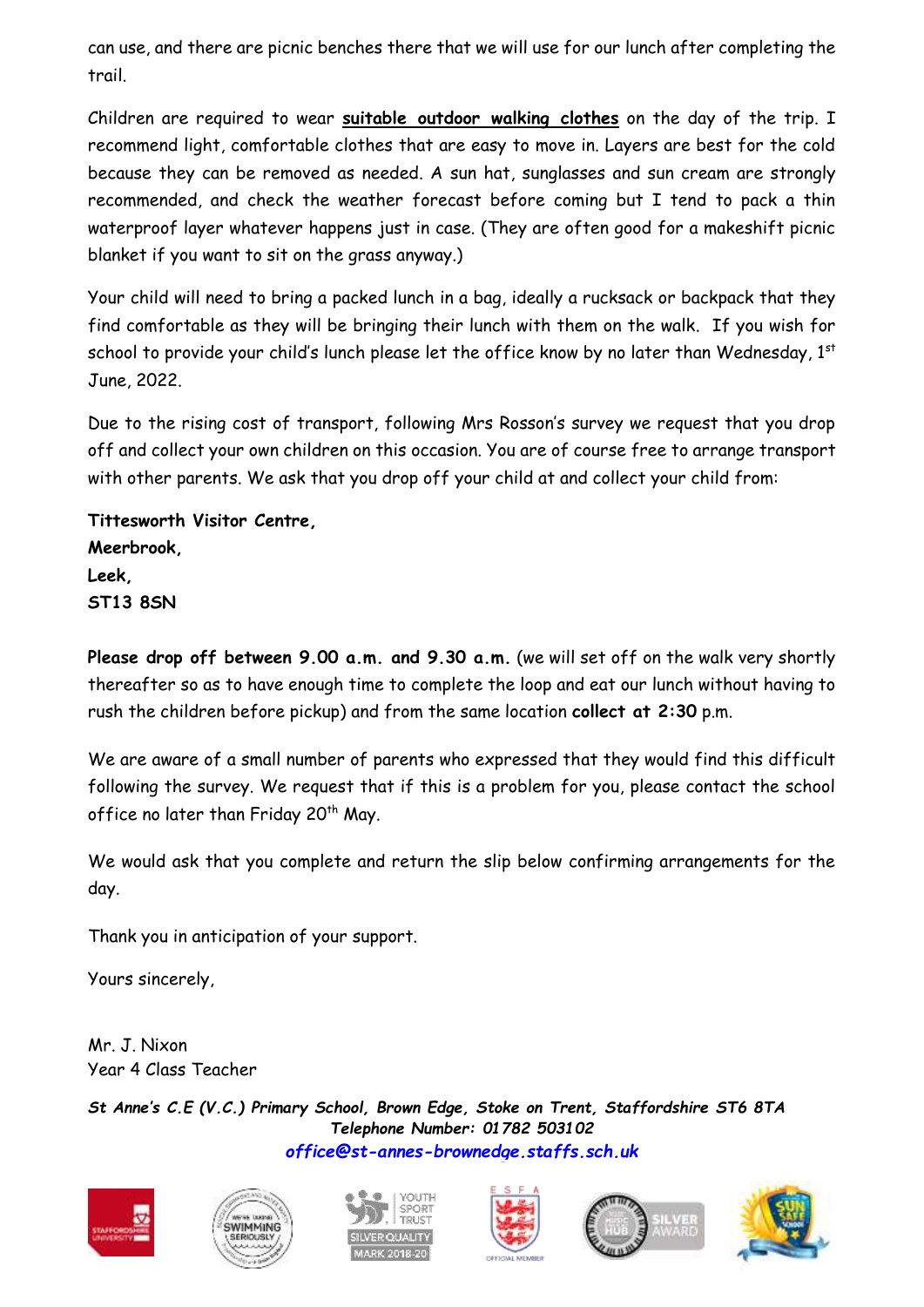can use, and there are picnic benches there that we will use for our lunch after completing the trail.

Children are required to wear **suitable outdoor walking clothes** on the day of the trip. I recommend light, comfortable clothes that are easy to move in. Layers are best for the cold because they can be removed as needed. A sun hat, sunglasses and sun cream are strongly recommended, and check the weather forecast before coming but I tend to pack a thin waterproof layer whatever happens just in case. (They are often good for a makeshift picnic blanket if you want to sit on the grass anyway.)

Your child will need to bring a packed lunch in a bag, ideally a rucksack or backpack that they find comfortable as they will be bringing their lunch with them on the walk. If you wish for school to provide your child's lunch please let the office know by no later than Wednesday, 1st June, 2022.

Due to the rising cost of transport, following Mrs Rosson's survey we request that you drop off and collect your own children on this occasion. You are of course free to arrange transport with other parents. We ask that you drop off your child at and collect your child from:

**Tittesworth Visitor Centre,**
**Meerbrook,**
**Leek,**
**ST13 8SN**

**Please drop off between 9.00 a.m. and 9.30 a.m.** (we will set off on the walk very shortly thereafter so as to have enough time to complete the loop and eat our lunch without having to rush the children before pickup) and from the same location **collect at 2:30** p.m.

We are aware of a small number of parents who expressed that they would find this difficult following the survey. We request that if this is a problem for you, please contact the school office no later than Friday 20th May.

We would ask that you complete and return the slip below confirming arrangements for the day.

Thank you in anticipation of your support.

Yours sincerely,

Mr. J. Nixon
Year 4 Class Teacher

***St Anne's C.E (V.C.) Primary School, Brown Edge, Stoke on Trent, Staffordshire ST6 8TA***
***Telephone Number: 01782 503102***
***office@st-annes-brownedge.staffs.sch.uk***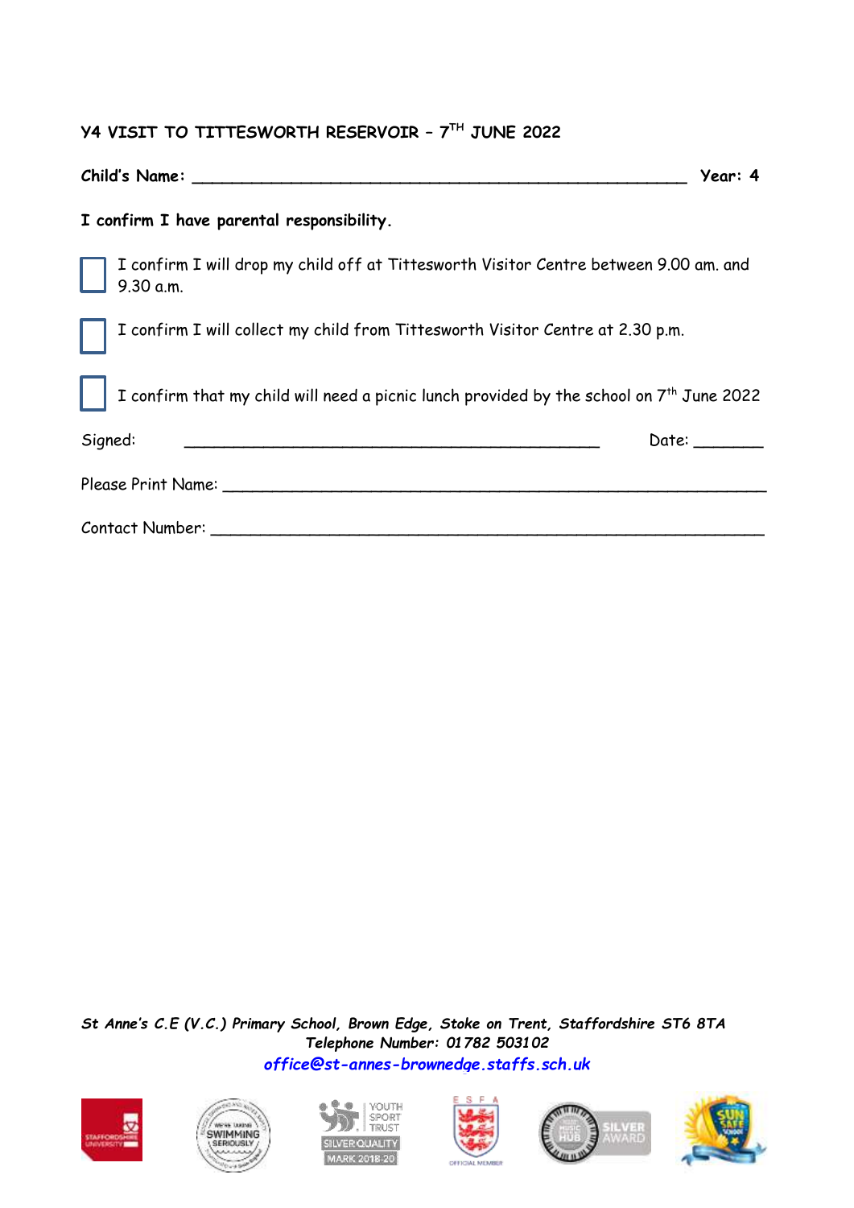## Y4 VISIT TO TITTESWORTH RESERVOIR – 7TH JUNE 2022

**Child's Name: ____________________________________________________ Year: 4**

**I confirm I have parental responsibility.**

☐ I confirm I will drop my child off at Tittesworth Visitor Centre between 9.00 am. and 9.30 a.m.

☐ I confirm I will collect my child from Tittesworth Visitor Centre at 2.30 p.m.

☐ I confirm that my child will need a picnic lunch provided by the school on 7th June 2022

Signed: ____________________________________________ Date: _______

Please Print Name: __________________________________________________________

Contact Number: ___________________________________________________________

***St Anne's C.E (V.C.) Primary School, Brown Edge, Stoke on Trent, Staffordshire ST6 8TA***
***Telephone Number: 01782 503102***
***office@st-annes-brownedge.staffs.sch.uk***